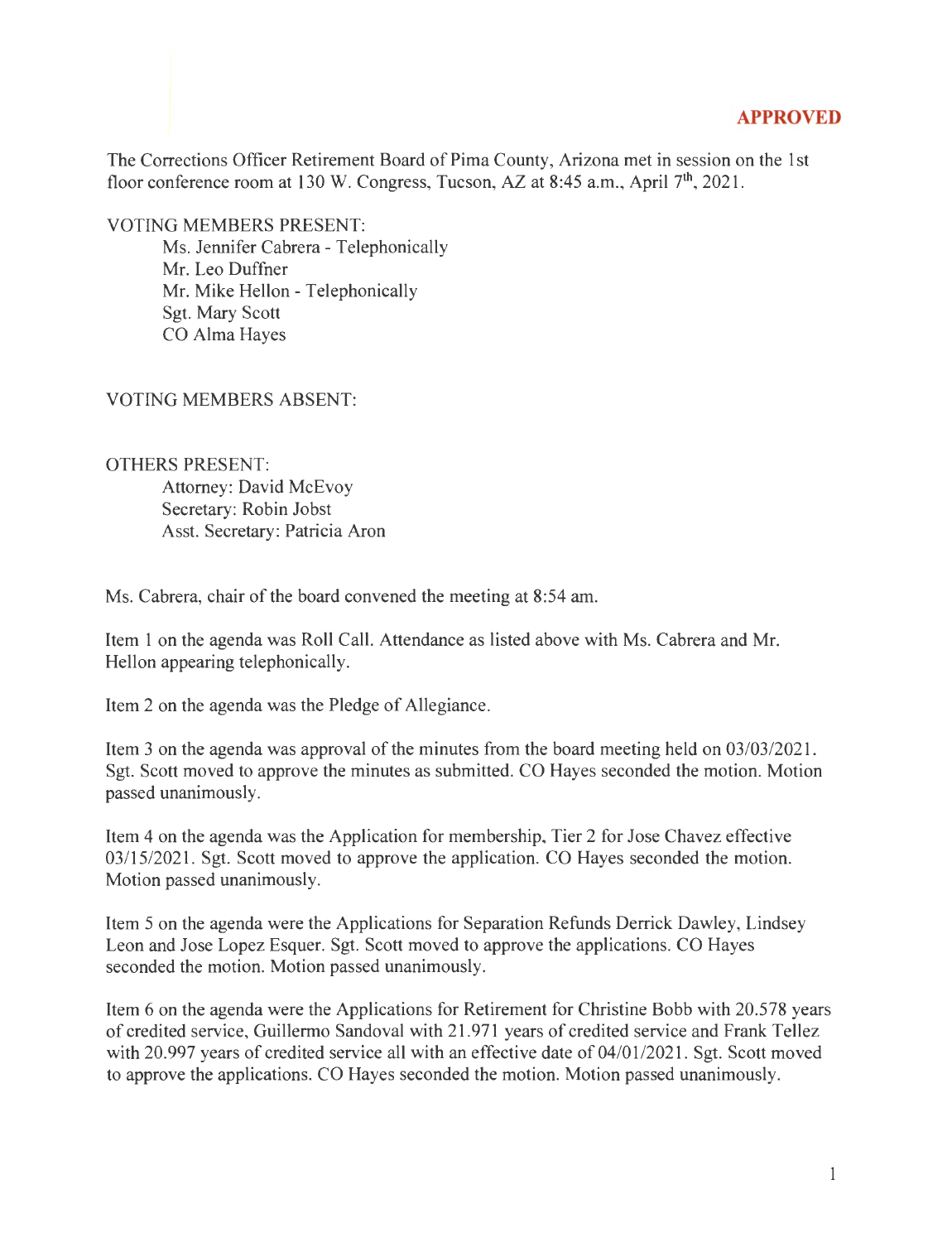**APPROVED**

The Corrections Officer Retirement Board of Pima County, Arizona met in session on the 1st floor conference room at 130 W. Congress, Tucson, AZ at 8:45 a.m., April 7th, 2021.

VOTING MEMBERS PRESENT:

- Ms. Jennifer Cabrera - Telephonically
- Mr. Leo Duffner
- Mr. Mike Hellon - Telephonically
- Sgt. Mary Scott
- CO Alma Hayes

VOTING MEMBERS ABSENT:

OTHERS PRESENT:

- Attorney: David McEvoy
- Secretary: Robin Jobst
- Asst. Secretary: Patricia Aron

Ms. Cabrera, chair of the board convened the meeting at 8:54 am.

Item 1 on the agenda was Roll Call. Attendance as listed above with Ms. Cabrera and Mr. Hellon appearing telephonically.

Item 2 on the agenda was the Pledge of Allegiance.

Item 3 on the agenda was approval of the minutes from the board meeting held on 03/03/2021. Sgt. Scott moved to approve the minutes as submitted. CO Hayes seconded the motion. Motion passed unanimously.

Item 4 on the agenda was the Application for membership, Tier 2 for Jose Chavez effective 03/15/2021. Sgt. Scott moved to approve the application. CO Hayes seconded the motion. Motion passed unanimously.

Item 5 on the agenda were the Applications for Separation Refunds Derrick Dawley, Lindsey Leon and Jose Lopez Esquer. Sgt. Scott moved to approve the applications. CO Hayes seconded the motion. Motion passed unanimously.

Item 6 on the agenda were the Applications for Retirement for Christine Bobb with 20.578 years of credited service, Guillermo Sandoval with 21.971 years of credited service and Frank Tellez with 20.997 years of credited service all with an effective date of 04/01/2021. Sgt. Scott moved to approve the applications. CO Hayes seconded the motion. Motion passed unanimously.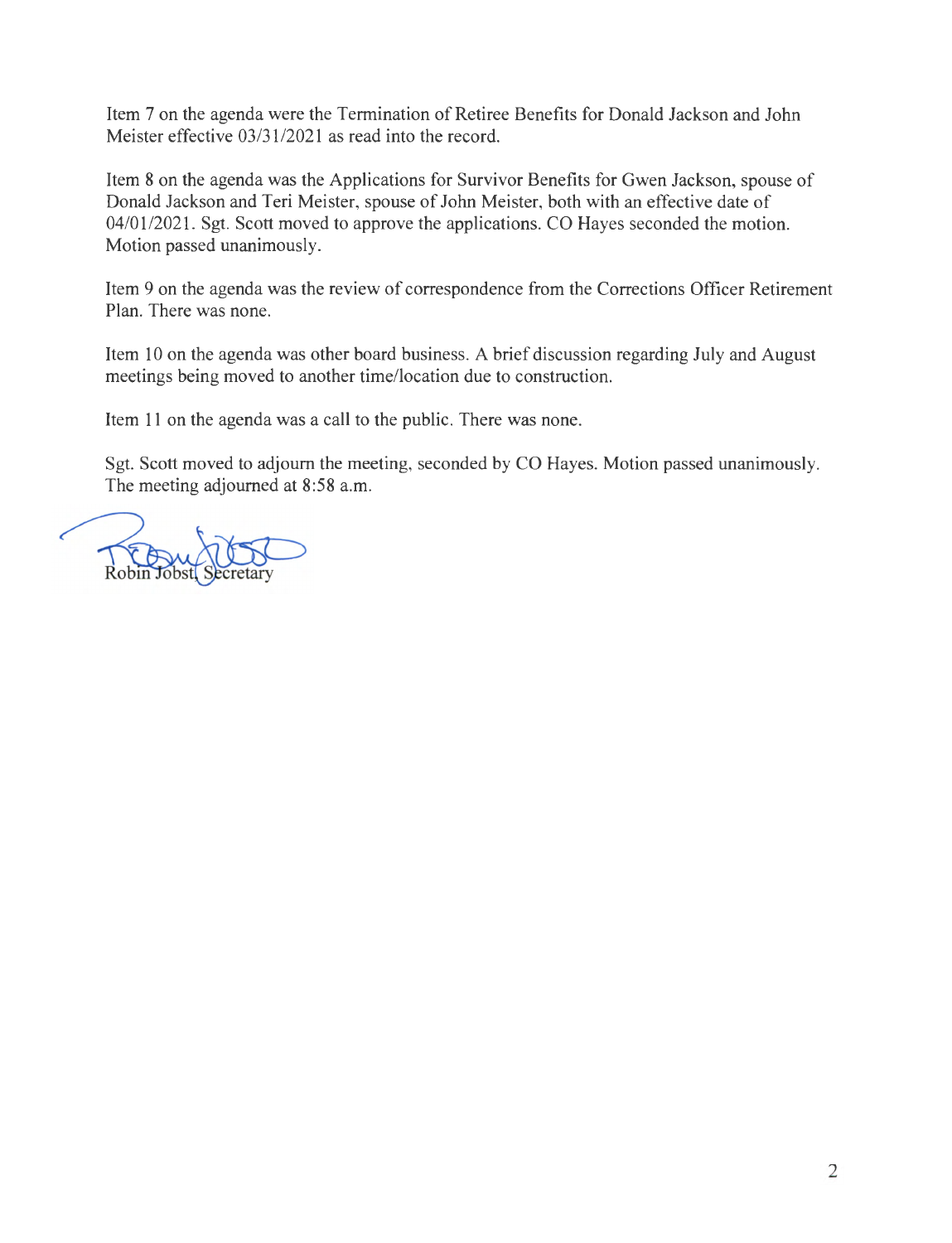Item 7 on the agenda were the Termination of Retiree Benefits for Donald Jackson and John Meister effective 03/31/2021 as read into the record.

Item 8 on the agenda was the Applications for Survivor Benefits for Gwen Jackson, spouse of Donald Jackson and Teri Meister, spouse of John Meister, both with an effective date of 04/01/2021. Sgt. Scott moved to approve the applications. CO Hayes seconded the motion. Motion passed unanimously.

Item 9 on the agenda was the review of correspondence from the Corrections Officer Retirement Plan. There was none.

Item 10 on the agenda was other board business. A brief discussion regarding July and August meetings being moved to another time/location due to construction.

Item 11 on the agenda was a call to the public. There was none.

Sgt. Scott moved to adjourn the meeting, seconded by CO Hayes. Motion passed unanimously. The meeting adjourned at 8:58 a.m.

Robin Jobst, Secretary